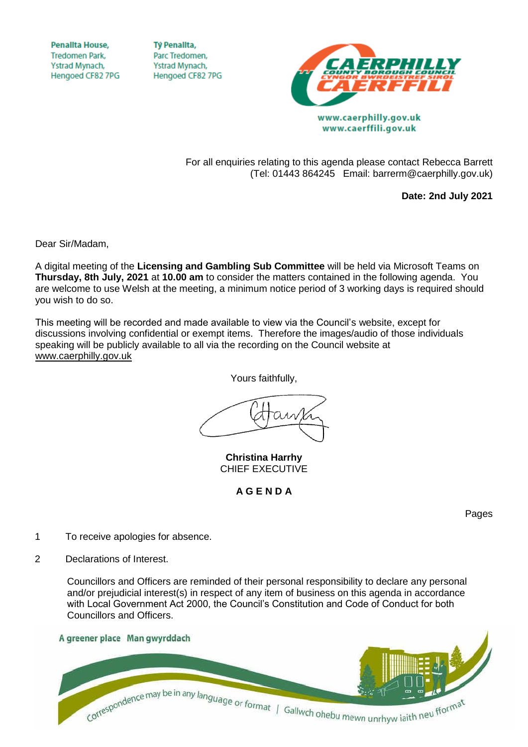Penallta House,
Tredomen Park,
Ystrad Mynach,
Hengoed CF82 7PG

Tŷ Penallta,
Parc Tredomen,
Ystrad Mynach,
Hengoed CF82 7PG

www.caerphilly.gov.uk
www.caerffili.gov.uk

For all enquiries relating to this agenda please contact Rebecca Barrett
(Tel: 01443 864245 Email: barrerm@caerphilly.gov.uk)

**Date: 2nd July 2021**

Dear Sir/Madam,

A digital meeting of the **Licensing and Gambling Sub Committee** will be held via Microsoft Teams on **Thursday, 8th July, 2021** at **10.00 am** to consider the matters contained in the following agenda. You are welcome to use Welsh at the meeting, a minimum notice period of 3 working days is required should you wish to do so.

This meeting will be recorded and made available to view via the Council's website, except for discussions involving confidential or exempt items. Therefore the images/audio of those individuals speaking will be publicly available to all via the recording on the Council website at www.caerphilly.gov.uk

Yours faithfully,

**Christina Harrhy**
CHIEF EXECUTIVE

**A G E N D A**

Pages

1 To receive apologies for absence.

2 Declarations of Interest.

Councillors and Officers are reminded of their personal responsibility to declare any personal and/or prejudicial interest(s) in respect of any item of business on this agenda in accordance with Local Government Act 2000, the Council's Constitution and Code of Conduct for both Councillors and Officers.

A greener place Man gwyrddach

Correspondence may be in any language or format | Gallwch ohebu mewn unrhyw iaith neu fformat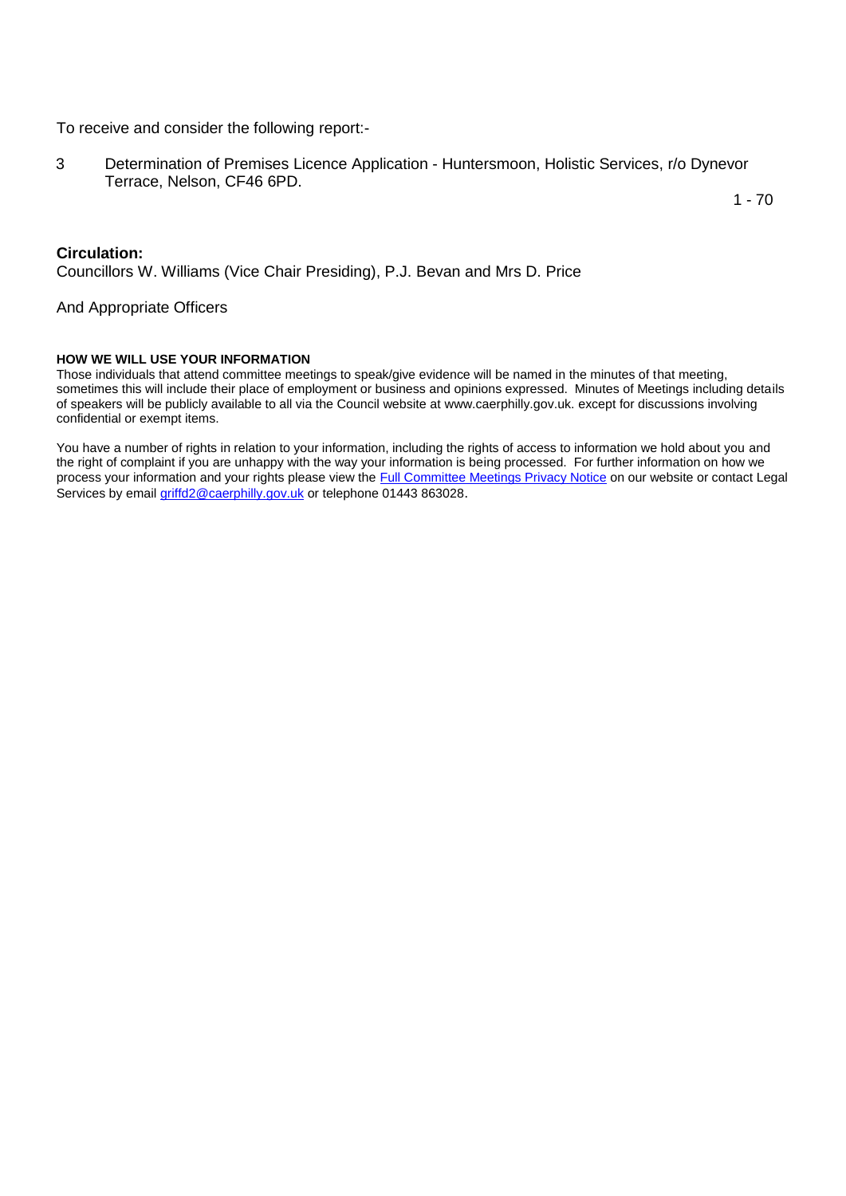To receive and consider the following report:-

3 Determination of Premises Licence Application - Huntersmoon, Holistic Services, r/o Dynevor Terrace, Nelson, CF46 6PD.

1 - 70

**Circulation:**

Councillors W. Williams (Vice Chair Presiding), P.J. Bevan and Mrs D. Price

And Appropriate Officers

**HOW WE WILL USE YOUR INFORMATION**

Those individuals that attend committee meetings to speak/give evidence will be named in the minutes of that meeting, sometimes this will include their place of employment or business and opinions expressed. Minutes of Meetings including details of speakers will be publicly available to all via the Council website at www.caerphilly.gov.uk. except for discussions involving confidential or exempt items.

You have a number of rights in relation to your information, including the rights of access to information we hold about you and the right of complaint if you are unhappy with the way your information is being processed. For further information on how we process your information and your rights please view the Full Committee Meetings Privacy Notice on our website or contact Legal Services by email griffd2@caerphilly.gov.uk or telephone 01443 863028.